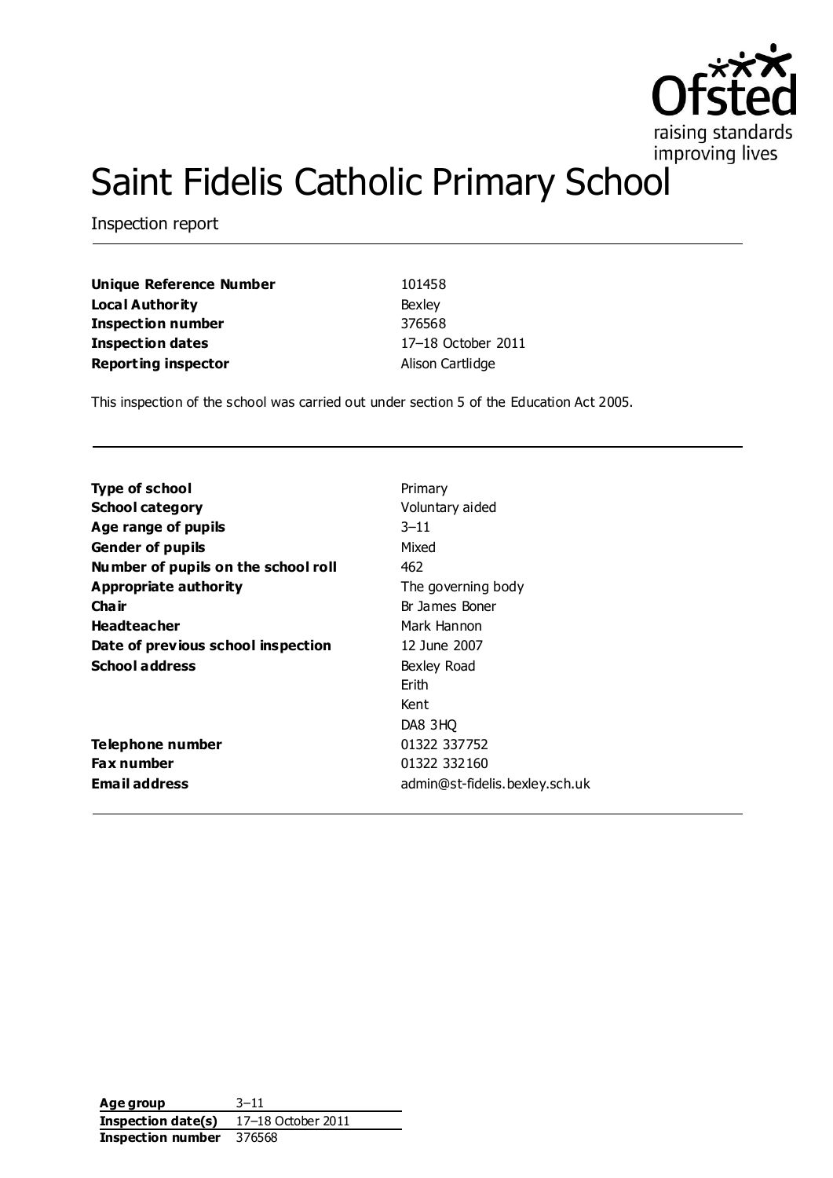# Saint Fidelis Catholic Primary School

Inspection report

| | |
|---|---|
| **Unique Reference Number** | 101458 |
| **Local Authority** | Bexley |
| **Inspection number** | 376568 |
| **Inspection dates** | 17–18 October 2011 |
| **Reporting inspector** | Alison Cartlidge |

This inspection of the school was carried out under section 5 of the Education Act 2005.

| | |
|---|---|
| **Type of school** | Primary |
| **School category** | Voluntary aided |
| **Age range of pupils** | 3–11 |
| **Gender of pupils** | Mixed |
| **Number of pupils on the school roll** | 462 |
| **Appropriate authority** | The governing body |
| **Chair** | Br James Boner |
| **Headteacher** | Mark Hannon |
| **Date of previous school inspection** | 12 June 2007 |
| **School address** | Bexley Road<br>Erith<br>Kent<br>DA8 3HQ |
| **Telephone number** | 01322 337752 |
| **Fax number** | 01322 332160 |
| **Email address** | admin@st-fidelis.bexley.sch.uk |

| | |
|---|---|
| **Age group** | 3–11 |
| **Inspection date(s)** | 17–18 October 2011 |
| **Inspection number** | 376568 |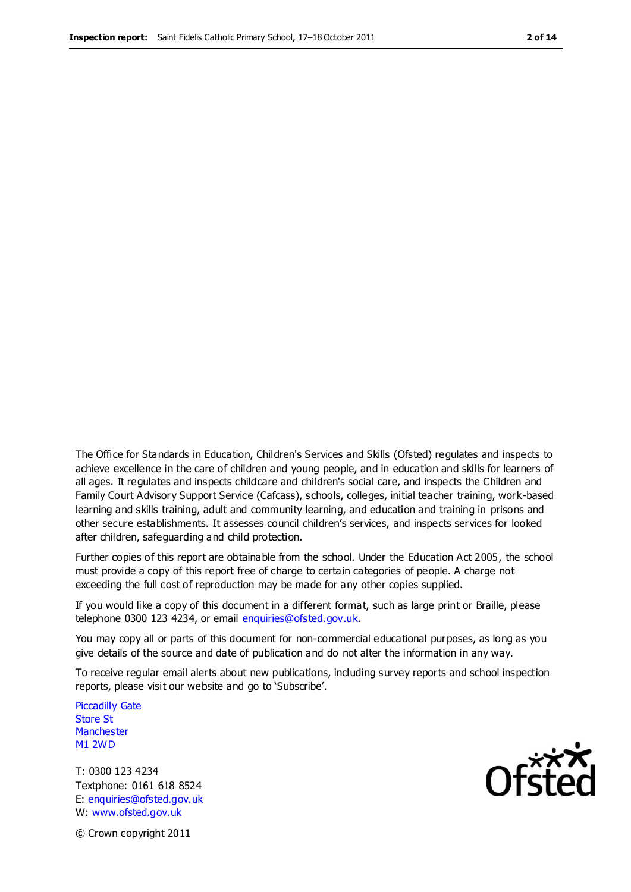The Office for Standards in Education, Children's Services and Skills (Ofsted) regulates and inspects to achieve excellence in the care of children and young people, and in education and skills for learners of all ages. It regulates and inspects childcare and children's social care, and inspects the Children and Family Court Advisory Support Service (Cafcass), schools, colleges, initial teacher training, work-based learning and skills training, adult and community learning, and education and training in prisons and other secure establishments. It assesses council children's services, and inspects services for looked after children, safeguarding and child protection.

Further copies of this report are obtainable from the school. Under the Education Act 2005, the school must provide a copy of this report free of charge to certain categories of people. A charge not exceeding the full cost of reproduction may be made for any other copies supplied.

If you would like a copy of this document in a different format, such as large print or Braille, please telephone 0300 123 4234, or email enquiries@ofsted.gov.uk.

You may copy all or parts of this document for non-commercial educational purposes, as long as you give details of the source and date of publication and do not alter the information in any way.

To receive regular email alerts about new publications, including survey reports and school inspection reports, please visit our website and go to 'Subscribe'.

Piccadilly Gate
Store St
Manchester
M1 2WD

T: 0300 123 4234
Textphone: 0161 618 8524
E: enquiries@ofsted.gov.uk
W: www.ofsted.gov.uk

© Crown copyright 2011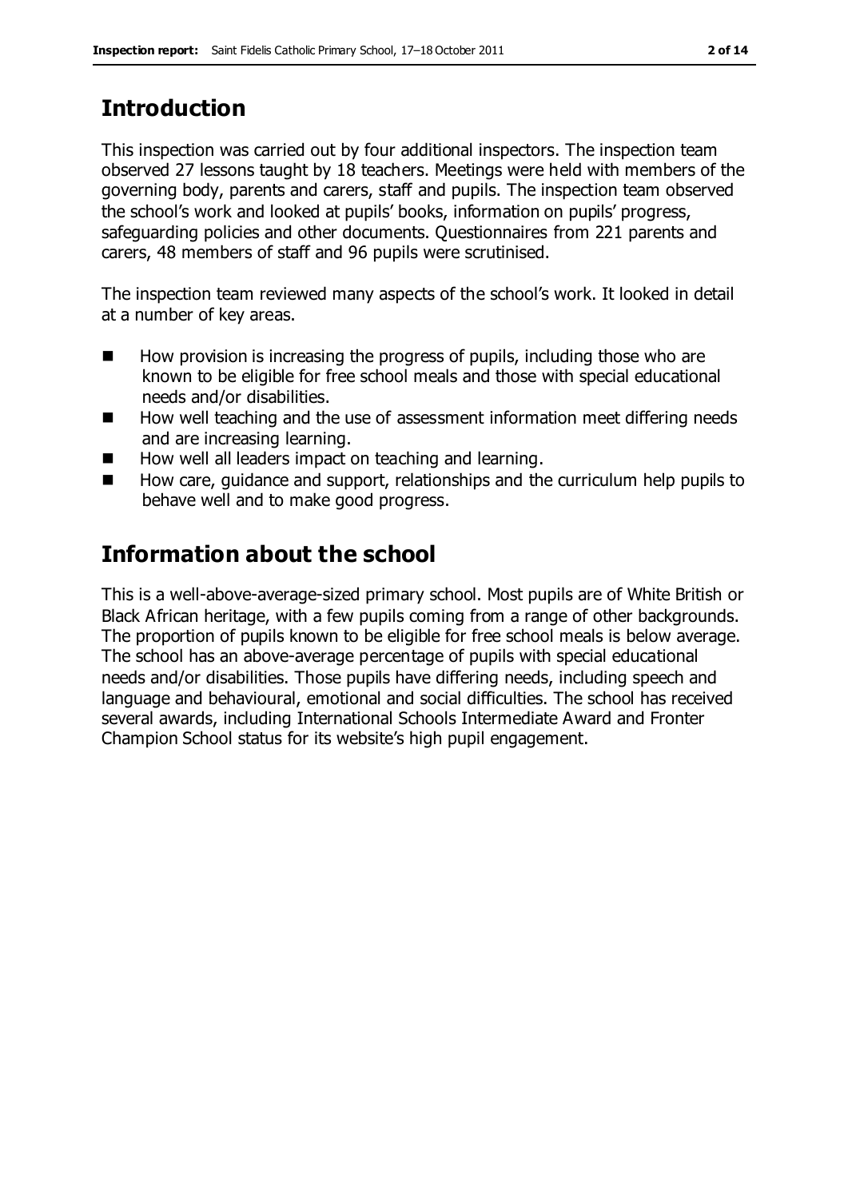## Introduction

This inspection was carried out by four additional inspectors. The inspection team observed 27 lessons taught by 18 teachers. Meetings were held with members of the governing body, parents and carers, staff and pupils. The inspection team observed the school's work and looked at pupils' books, information on pupils' progress, safeguarding policies and other documents. Questionnaires from 221 parents and carers, 48 members of staff and 96 pupils were scrutinised.

The inspection team reviewed many aspects of the school's work. It looked in detail at a number of key areas.

- How provision is increasing the progress of pupils, including those who are known to be eligible for free school meals and those with special educational needs and/or disabilities.
- How well teaching and the use of assessment information meet differing needs and are increasing learning.
- How well all leaders impact on teaching and learning.
- How care, guidance and support, relationships and the curriculum help pupils to behave well and to make good progress.

## Information about the school

This is a well-above-average-sized primary school. Most pupils are of White British or Black African heritage, with a few pupils coming from a range of other backgrounds. The proportion of pupils known to be eligible for free school meals is below average. The school has an above-average percentage of pupils with special educational needs and/or disabilities. Those pupils have differing needs, including speech and language and behavioural, emotional and social difficulties. The school has received several awards, including International Schools Intermediate Award and Fronter Champion School status for its website's high pupil engagement.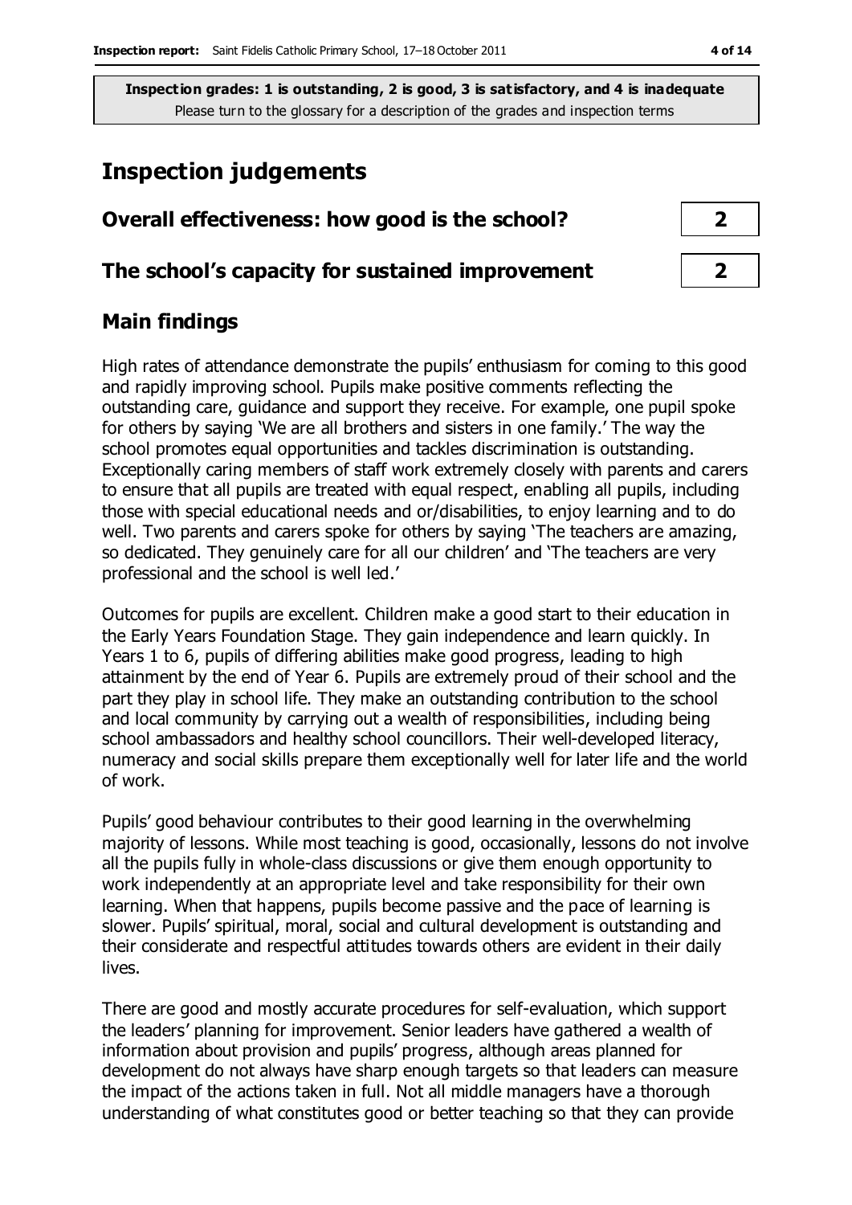**Inspection grades: 1 is outstanding, 2 is good, 3 is satisfactory, and 4 is inadequate**
Please turn to the glossary for a description of the grades and inspection terms

# Inspection judgements

| | |
|---|---|
| **Overall effectiveness: how good is the school?** | **2** |
| **The school's capacity for sustained improvement** | **2** |

## Main findings

High rates of attendance demonstrate the pupils' enthusiasm for coming to this good and rapidly improving school. Pupils make positive comments reflecting the outstanding care, guidance and support they receive. For example, one pupil spoke for others by saying 'We are all brothers and sisters in one family.' The way the school promotes equal opportunities and tackles discrimination is outstanding. Exceptionally caring members of staff work extremely closely with parents and carers to ensure that all pupils are treated with equal respect, enabling all pupils, including those with special educational needs and or/disabilities, to enjoy learning and to do well. Two parents and carers spoke for others by saying 'The teachers are amazing, so dedicated. They genuinely care for all our children' and 'The teachers are very professional and the school is well led.'

Outcomes for pupils are excellent. Children make a good start to their education in the Early Years Foundation Stage. They gain independence and learn quickly. In Years 1 to 6, pupils of differing abilities make good progress, leading to high attainment by the end of Year 6. Pupils are extremely proud of their school and the part they play in school life. They make an outstanding contribution to the school and local community by carrying out a wealth of responsibilities, including being school ambassadors and healthy school councillors. Their well-developed literacy, numeracy and social skills prepare them exceptionally well for later life and the world of work.

Pupils' good behaviour contributes to their good learning in the overwhelming majority of lessons. While most teaching is good, occasionally, lessons do not involve all the pupils fully in whole-class discussions or give them enough opportunity to work independently at an appropriate level and take responsibility for their own learning. When that happens, pupils become passive and the pace of learning is slower. Pupils' spiritual, moral, social and cultural development is outstanding and their considerate and respectful attitudes towards others are evident in their daily lives.

There are good and mostly accurate procedures for self-evaluation, which support the leaders' planning for improvement. Senior leaders have gathered a wealth of information about provision and pupils' progress, although areas planned for development do not always have sharp enough targets so that leaders can measure the impact of the actions taken in full. Not all middle managers have a thorough understanding of what constitutes good or better teaching so that they can provide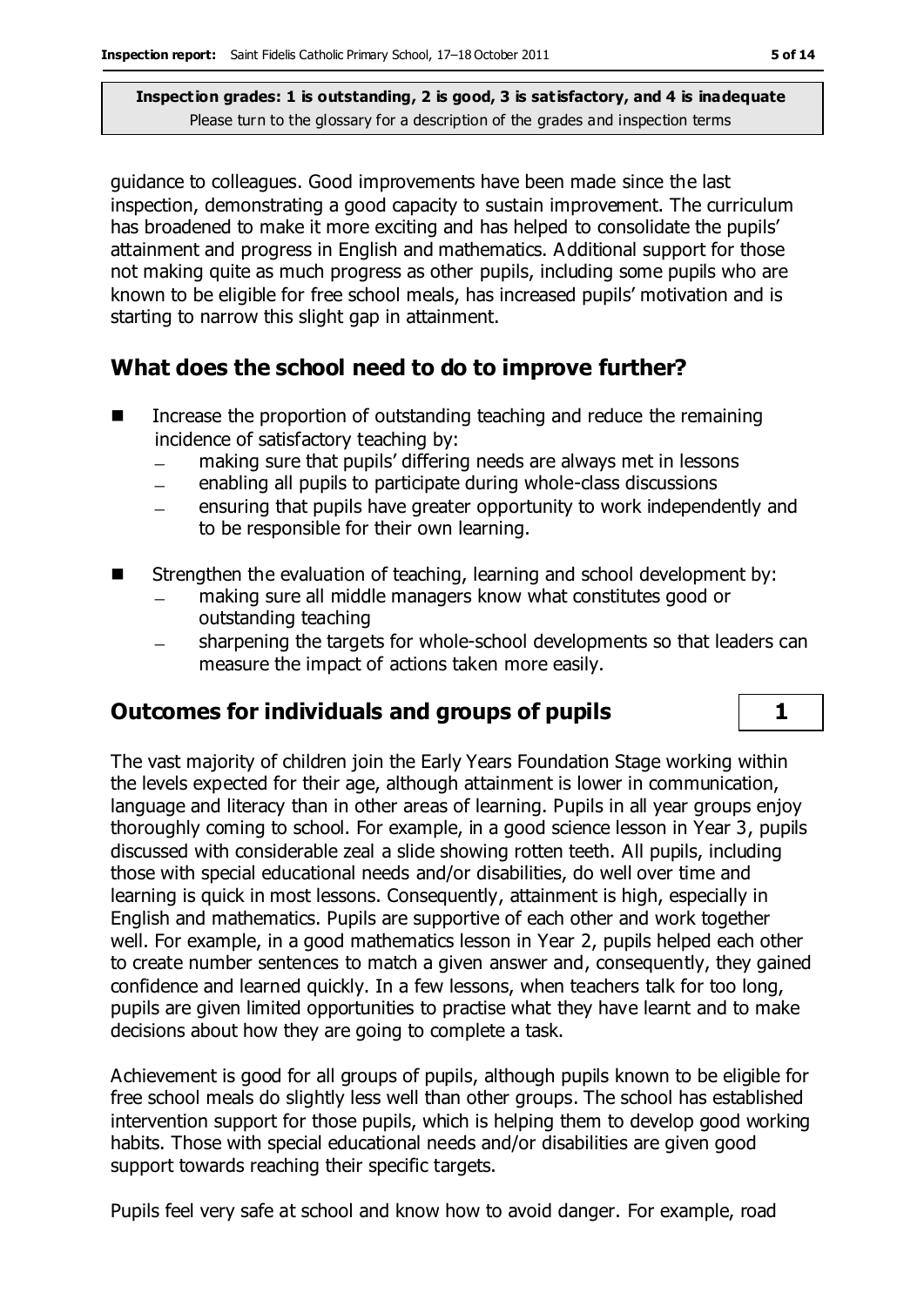guidance to colleagues. Good improvements have been made since the last inspection, demonstrating a good capacity to sustain improvement. The curriculum has broadened to make it more exciting and has helped to consolidate the pupils' attainment and progress in English and mathematics. Additional support for those not making quite as much progress as other pupils, including some pupils who are known to be eligible for free school meals, has increased pupils' motivation and is starting to narrow this slight gap in attainment.

## What does the school need to do to improve further?

- Increase the proportion of outstanding teaching and reduce the remaining incidence of satisfactory teaching by:
  - making sure that pupils' differing needs are always met in lessons
  - enabling all pupils to participate during whole-class discussions
  - ensuring that pupils have greater opportunity to work independently and to be responsible for their own learning.
- Strengthen the evaluation of teaching, learning and school development by:
  - making sure all middle managers know what constitutes good or outstanding teaching
  - sharpening the targets for whole-school developments so that leaders can measure the impact of actions taken more easily.

## Outcomes for individuals and groups of pupils — 1

The vast majority of children join the Early Years Foundation Stage working within the levels expected for their age, although attainment is lower in communication, language and literacy than in other areas of learning. Pupils in all year groups enjoy thoroughly coming to school. For example, in a good science lesson in Year 3, pupils discussed with considerable zeal a slide showing rotten teeth. All pupils, including those with special educational needs and/or disabilities, do well over time and learning is quick in most lessons. Consequently, attainment is high, especially in English and mathematics. Pupils are supportive of each other and work together well. For example, in a good mathematics lesson in Year 2, pupils helped each other to create number sentences to match a given answer and, consequently, they gained confidence and learned quickly. In a few lessons, when teachers talk for too long, pupils are given limited opportunities to practise what they have learnt and to make decisions about how they are going to complete a task.

Achievement is good for all groups of pupils, although pupils known to be eligible for free school meals do slightly less well than other groups. The school has established intervention support for those pupils, which is helping them to develop good working habits. Those with special educational needs and/or disabilities are given good support towards reaching their specific targets.

Pupils feel very safe at school and know how to avoid danger. For example, road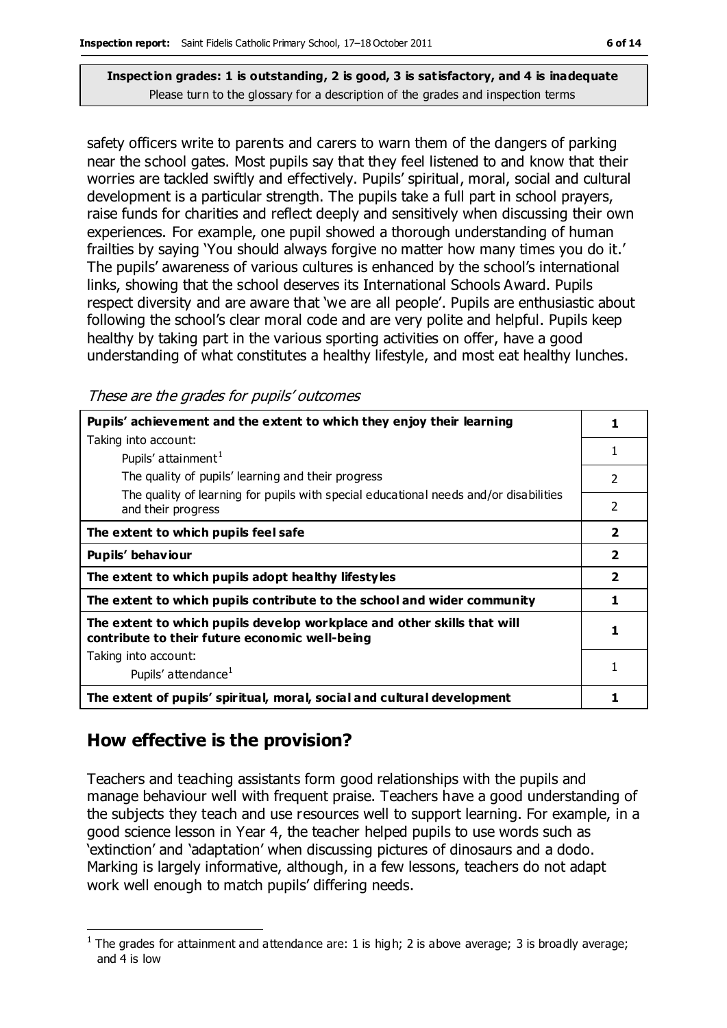**Inspection grades: 1 is outstanding, 2 is good, 3 is satisfactory, and 4 is inadequate**
Please turn to the glossary for a description of the grades and inspection terms

safety officers write to parents and carers to warn them of the dangers of parking near the school gates. Most pupils say that they feel listened to and know that their worries are tackled swiftly and effectively. Pupils' spiritual, moral, social and cultural development is a particular strength. The pupils take a full part in school prayers, raise funds for charities and reflect deeply and sensitively when discussing their own experiences. For example, one pupil showed a thorough understanding of human frailties by saying 'You should always forgive no matter how many times you do it.' The pupils' awareness of various cultures is enhanced by the school's international links, showing that the school deserves its International Schools Award. Pupils respect diversity and are aware that 'we are all people'. Pupils are enthusiastic about following the school's clear moral code and are very polite and helpful. Pupils keep healthy by taking part in the various sporting activities on offer, have a good understanding of what constitutes a healthy lifestyle, and most eat healthy lunches.

*These are the grades for pupils' outcomes*

| | |
|---|---|
| **Pupils' achievement and the extent to which they enjoy their learning** | **1** |
| Taking into account: Pupils' attainment[1] | 1 |
| The quality of pupils' learning and their progress | 2 |
| The quality of learning for pupils with special educational needs and/or disabilities and their progress | 2 |
| **The extent to which pupils feel safe** | **2** |
| **Pupils' behaviour** | **2** |
| **The extent to which pupils adopt healthy lifestyles** | **2** |
| **The extent to which pupils contribute to the school and wider community** | **1** |
| **The extent to which pupils develop workplace and other skills that will contribute to their future economic well-being** | **1** |
| Taking into account: Pupils' attendance[1] | 1 |
| **The extent of pupils' spiritual, moral, social and cultural development** | **1** |

## How effective is the provision?

Teachers and teaching assistants form good relationships with the pupils and manage behaviour well with frequent praise. Teachers have a good understanding of the subjects they teach and use resources well to support learning. For example, in a good science lesson in Year 4, the teacher helped pupils to use words such as 'extinction' and 'adaptation' when discussing pictures of dinosaurs and a dodo. Marking is largely informative, although, in a few lessons, teachers do not adapt work well enough to match pupils' differing needs.

[1] The grades for attainment and attendance are: 1 is high; 2 is above average; 3 is broadly average; and 4 is low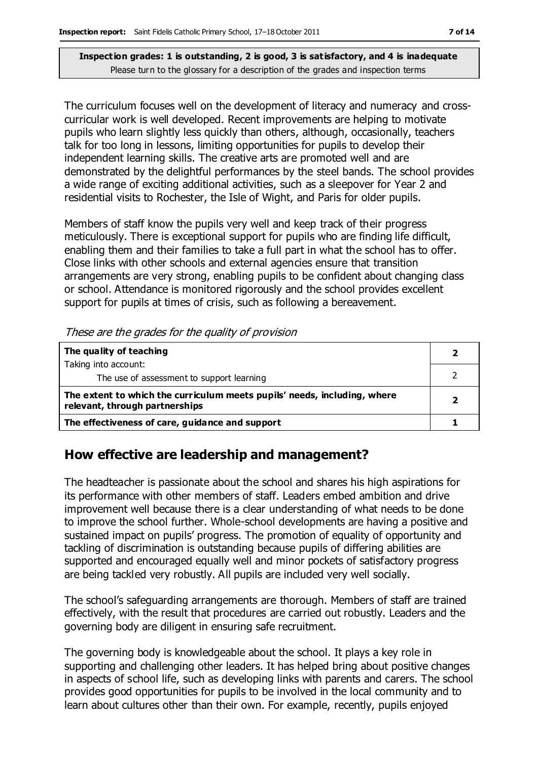**Inspection grades: 1 is outstanding, 2 is good, 3 is satisfactory, and 4 is inadequate**
Please turn to the glossary for a description of the grades and inspection terms

The curriculum focuses well on the development of literacy and numeracy and cross-curricular work is well developed. Recent improvements are helping to motivate pupils who learn slightly less quickly than others, although, occasionally, teachers talk for too long in lessons, limiting opportunities for pupils to develop their independent learning skills. The creative arts are promoted well and are demonstrated by the delightful performances by the steel bands. The school provides a wide range of exciting additional activities, such as a sleepover for Year 2 and residential visits to Rochester, the Isle of Wight, and Paris for older pupils.

Members of staff know the pupils very well and keep track of their progress meticulously. There is exceptional support for pupils who are finding life difficult, enabling them and their families to take a full part in what the school has to offer. Close links with other schools and external agencies ensure that transition arrangements are very strong, enabling pupils to be confident about changing class or school. Attendance is monitored rigorously and the school provides excellent support for pupils at times of crisis, such as following a bereavement.

*These are the grades for the quality of provision*

| | |
|---|---|
| **The quality of teaching** | **2** |
| Taking into account: The use of assessment to support learning | 2 |
| **The extent to which the curriculum meets pupils' needs, including, where relevant, through partnerships** | **2** |
| **The effectiveness of care, guidance and support** | **1** |

## How effective are leadership and management?

The headteacher is passionate about the school and shares his high aspirations for its performance with other members of staff. Leaders embed ambition and drive improvement well because there is a clear understanding of what needs to be done to improve the school further. Whole-school developments are having a positive and sustained impact on pupils' progress. The promotion of equality of opportunity and tackling of discrimination is outstanding because pupils of differing abilities are supported and encouraged equally well and minor pockets of satisfactory progress are being tackled very robustly. All pupils are included very well socially.

The school's safeguarding arrangements are thorough. Members of staff are trained effectively, with the result that procedures are carried out robustly. Leaders and the governing body are diligent in ensuring safe recruitment.

The governing body is knowledgeable about the school. It plays a key role in supporting and challenging other leaders. It has helped bring about positive changes in aspects of school life, such as developing links with parents and carers. The school provides good opportunities for pupils to be involved in the local community and to learn about cultures other than their own. For example, recently, pupils enjoyed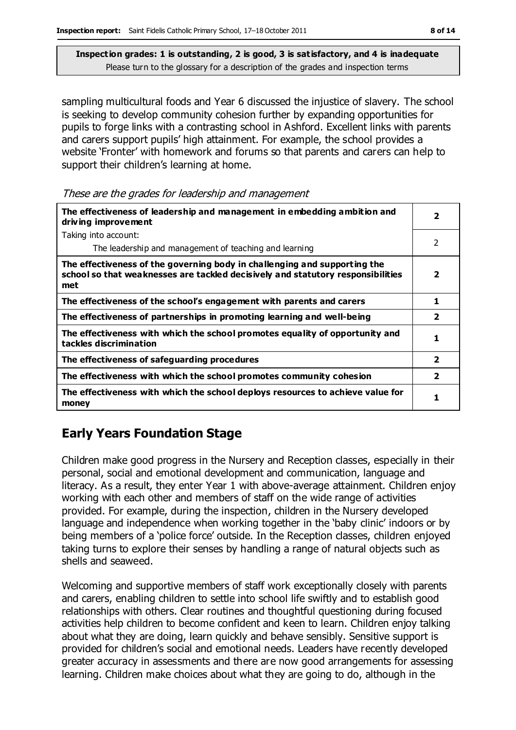**Inspection grades: 1 is outstanding, 2 is good, 3 is satisfactory, and 4 is inadequate**
Please turn to the glossary for a description of the grades and inspection terms

sampling multicultural foods and Year 6 discussed the injustice of slavery. The school is seeking to develop community cohesion further by expanding opportunities for pupils to forge links with a contrasting school in Ashford. Excellent links with parents and carers support pupils' high attainment. For example, the school provides a website 'Fronter' with homework and forums so that parents and carers can help to support their children's learning at home.

*These are the grades for leadership and management*

| | |
|---|---|
| **The effectiveness of leadership and management in embedding ambition and driving improvement** | **2** |
| Taking into account:<br>The leadership and management of teaching and learning | 2 |
| **The effectiveness of the governing body in challenging and supporting the school so that weaknesses are tackled decisively and statutory responsibilities met** | **2** |
| **The effectiveness of the school's engagement with parents and carers** | **1** |
| **The effectiveness of partnerships in promoting learning and well-being** | **2** |
| **The effectiveness with which the school promotes equality of opportunity and tackles discrimination** | **1** |
| **The effectiveness of safeguarding procedures** | **2** |
| **The effectiveness with which the school promotes community cohesion** | **2** |
| **The effectiveness with which the school deploys resources to achieve value for money** | **1** |

## Early Years Foundation Stage

Children make good progress in the Nursery and Reception classes, especially in their personal, social and emotional development and communication, language and literacy. As a result, they enter Year 1 with above-average attainment. Children enjoy working with each other and members of staff on the wide range of activities provided. For example, during the inspection, children in the Nursery developed language and independence when working together in the 'baby clinic' indoors or by being members of a 'police force' outside. In the Reception classes, children enjoyed taking turns to explore their senses by handling a range of natural objects such as shells and seaweed.

Welcoming and supportive members of staff work exceptionally closely with parents and carers, enabling children to settle into school life swiftly and to establish good relationships with others. Clear routines and thoughtful questioning during focused activities help children to become confident and keen to learn. Children enjoy talking about what they are doing, learn quickly and behave sensibly. Sensitive support is provided for children's social and emotional needs. Leaders have recently developed greater accuracy in assessments and there are now good arrangements for assessing learning. Children make choices about what they are going to do, although in the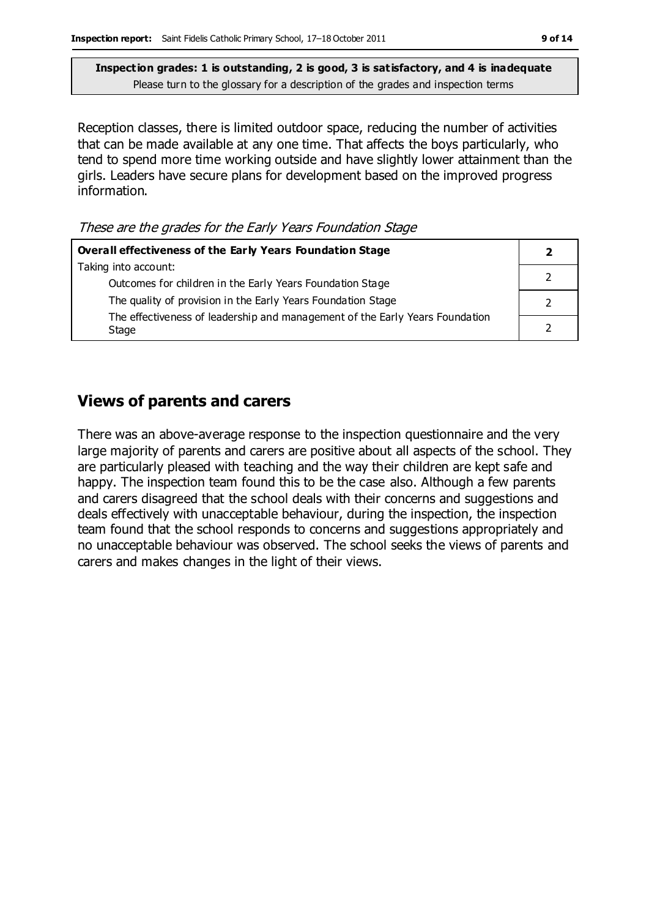**Inspection grades: 1 is outstanding, 2 is good, 3 is satisfactory, and 4 is inadequate**
Please turn to the glossary for a description of the grades and inspection terms

Reception classes, there is limited outdoor space, reducing the number of activities that can be made available at any one time. That affects the boys particularly, who tend to spend more time working outside and have slightly lower attainment than the girls. Leaders have secure plans for development based on the improved progress information.

*These are the grades for the Early Years Foundation Stage*

| **Overall effectiveness of the Early Years Foundation Stage** | **2** |
|---|---|
| Taking into account: Outcomes for children in the Early Years Foundation Stage | 2 |
| The quality of provision in the Early Years Foundation Stage | 2 |
| The effectiveness of leadership and management of the Early Years Foundation Stage | 2 |

## Views of parents and carers

There was an above-average response to the inspection questionnaire and the very large majority of parents and carers are positive about all aspects of the school. They are particularly pleased with teaching and the way their children are kept safe and happy. The inspection team found this to be the case also. Although a few parents and carers disagreed that the school deals with their concerns and suggestions and deals effectively with unacceptable behaviour, during the inspection, the inspection team found that the school responds to concerns and suggestions appropriately and no unacceptable behaviour was observed. The school seeks the views of parents and carers and makes changes in the light of their views.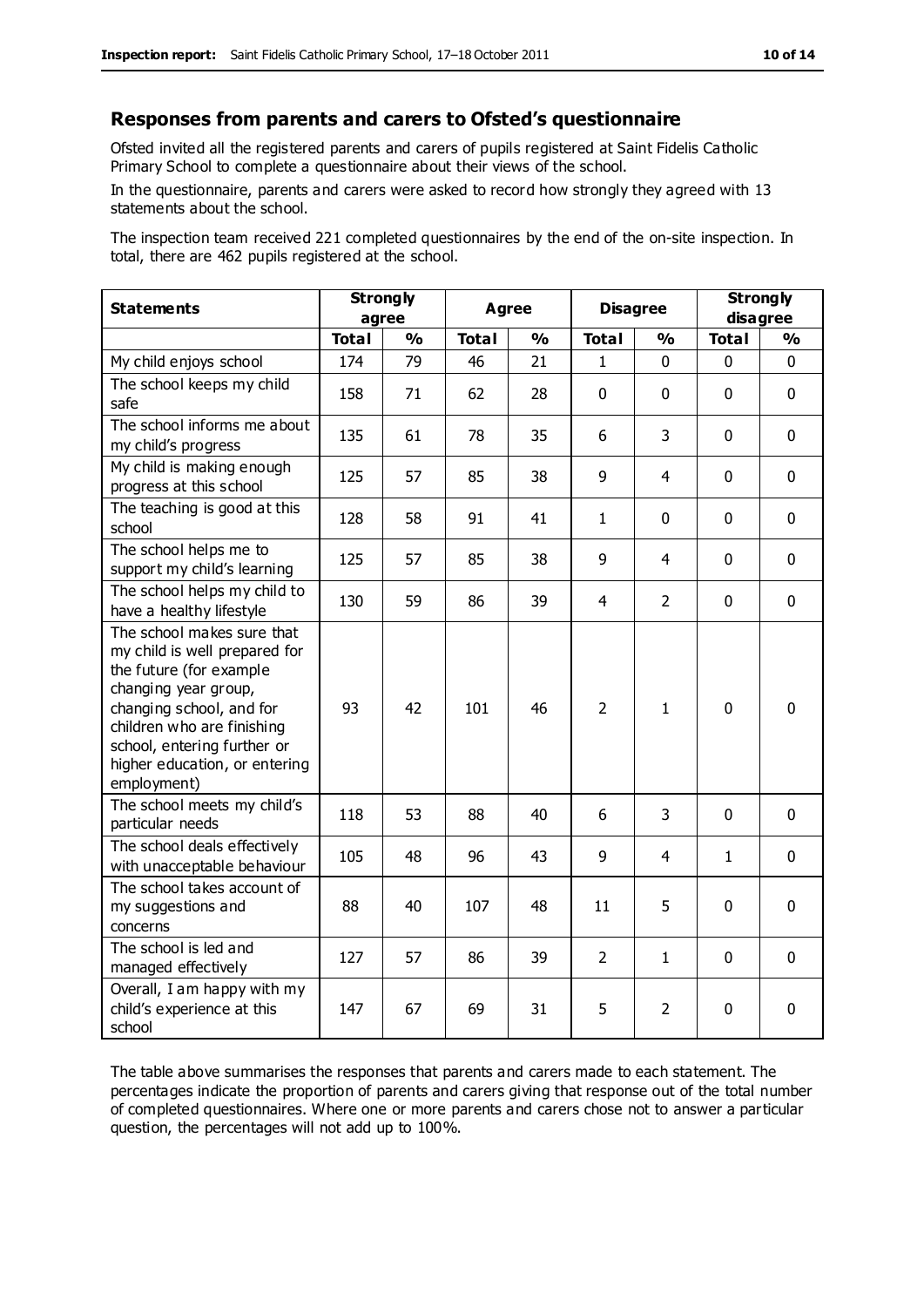## Responses from parents and carers to Ofsted's questionnaire

Ofsted invited all the registered parents and carers of pupils registered at Saint Fidelis Catholic Primary School to complete a questionnaire about their views of the school.

In the questionnaire, parents and carers were asked to record how strongly they agreed with 13 statements about the school.

The inspection team received 221 completed questionnaires by the end of the on-site inspection. In total, there are 462 pupils registered at the school.

| Statements | Strongly agree | | Agree | | Disagree | | Strongly disagree | |
|---|---|---|---|---|---|---|---|---|
| | Total | % | Total | % | Total | % | Total | % |
| My child enjoys school | 174 | 79 | 46 | 21 | 1 | 0 | 0 | 0 |
| The school keeps my child safe | 158 | 71 | 62 | 28 | 0 | 0 | 0 | 0 |
| The school informs me about my child's progress | 135 | 61 | 78 | 35 | 6 | 3 | 0 | 0 |
| My child is making enough progress at this school | 125 | 57 | 85 | 38 | 9 | 4 | 0 | 0 |
| The teaching is good at this school | 128 | 58 | 91 | 41 | 1 | 0 | 0 | 0 |
| The school helps me to support my child's learning | 125 | 57 | 85 | 38 | 9 | 4 | 0 | 0 |
| The school helps my child to have a healthy lifestyle | 130 | 59 | 86 | 39 | 4 | 2 | 0 | 0 |
| The school makes sure that my child is well prepared for the future (for example changing year group, changing school, and for children who are finishing school, entering further or higher education, or entering employment) | 93 | 42 | 101 | 46 | 2 | 1 | 0 | 0 |
| The school meets my child's particular needs | 118 | 53 | 88 | 40 | 6 | 3 | 0 | 0 |
| The school deals effectively with unacceptable behaviour | 105 | 48 | 96 | 43 | 9 | 4 | 1 | 0 |
| The school takes account of my suggestions and concerns | 88 | 40 | 107 | 48 | 11 | 5 | 0 | 0 |
| The school is led and managed effectively | 127 | 57 | 86 | 39 | 2 | 1 | 0 | 0 |
| Overall, I am happy with my child's experience at this school | 147 | 67 | 69 | 31 | 5 | 2 | 0 | 0 |

The table above summarises the responses that parents and carers made to each statement. The percentages indicate the proportion of parents and carers giving that response out of the total number of completed questionnaires. Where one or more parents and carers chose not to answer a particular question, the percentages will not add up to 100%.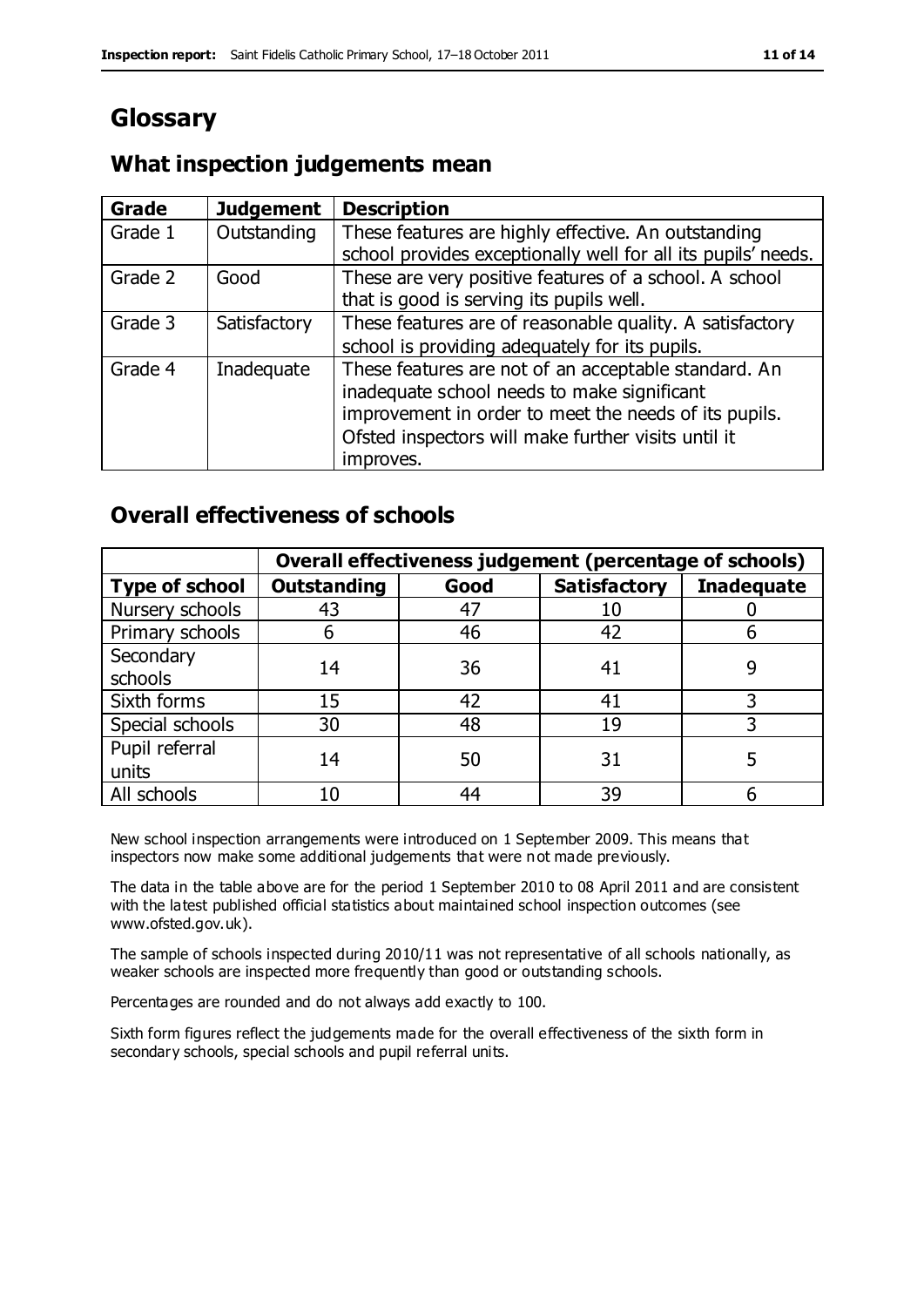# Glossary

## What inspection judgements mean

| Grade | Judgement | Description |
|---|---|---|
| Grade 1 | Outstanding | These features are highly effective. An outstanding school provides exceptionally well for all its pupils' needs. |
| Grade 2 | Good | These are very positive features of a school. A school that is good is serving its pupils well. |
| Grade 3 | Satisfactory | These features are of reasonable quality. A satisfactory school is providing adequately for its pupils. |
| Grade 4 | Inadequate | These features are not of an acceptable standard. An inadequate school needs to make significant improvement in order to meet the needs of its pupils. Ofsted inspectors will make further visits until it improves. |

## Overall effectiveness of schools

| | Overall effectiveness judgement (percentage of schools) | | | |
|---|---|---|---|---|
| **Type of school** | **Outstanding** | **Good** | **Satisfactory** | **Inadequate** |
| Nursery schools | 43 | 47 | 10 | 0 |
| Primary schools | 6 | 46 | 42 | 6 |
| Secondary schools | 14 | 36 | 41 | 9 |
| Sixth forms | 15 | 42 | 41 | 3 |
| Special schools | 30 | 48 | 19 | 3 |
| Pupil referral units | 14 | 50 | 31 | 5 |
| All schools | 10 | 44 | 39 | 6 |

New school inspection arrangements were introduced on 1 September 2009. This means that inspectors now make some additional judgements that were not made previously.

The data in the table above are for the period 1 September 2010 to 08 April 2011 and are consistent with the latest published official statistics about maintained school inspection outcomes (see www.ofsted.gov.uk).

The sample of schools inspected during 2010/11 was not representative of all schools nationally, as weaker schools are inspected more frequently than good or outstanding schools.

Percentages are rounded and do not always add exactly to 100.

Sixth form figures reflect the judgements made for the overall effectiveness of the sixth form in secondary schools, special schools and pupil referral units.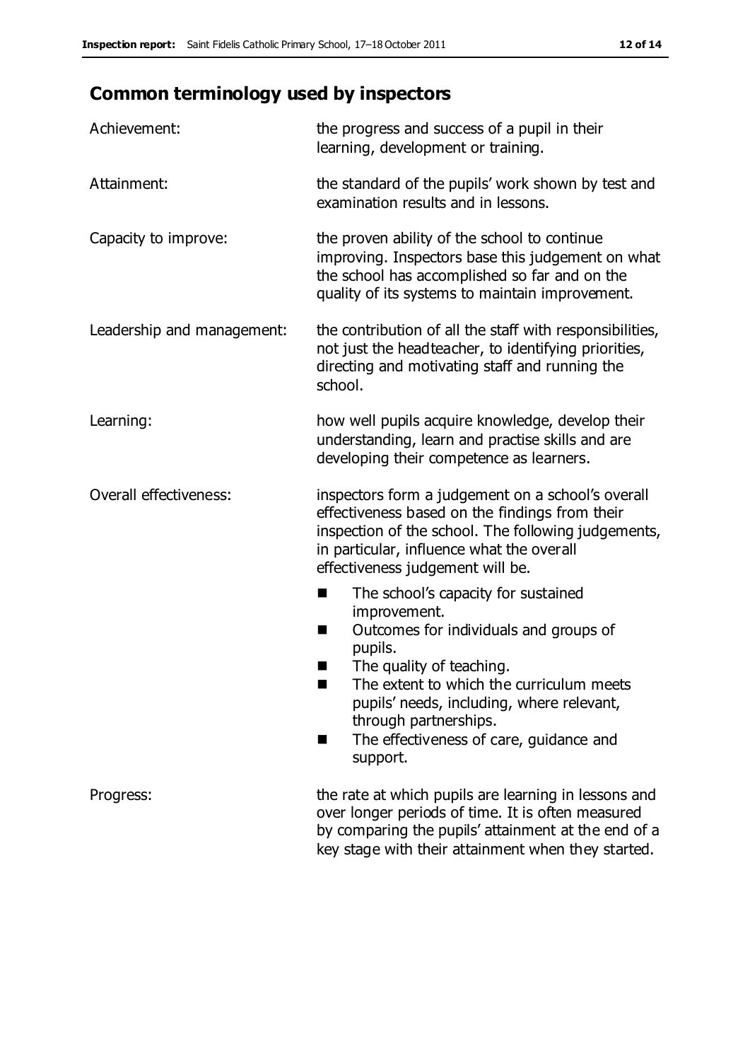## Common terminology used by inspectors

**Achievement:** the progress and success of a pupil in their learning, development or training.

**Attainment:** the standard of the pupils' work shown by test and examination results and in lessons.

**Capacity to improve:** the proven ability of the school to continue improving. Inspectors base this judgement on what the school has accomplished so far and on the quality of its systems to maintain improvement.

**Leadership and management:** the contribution of all the staff with responsibilities, not just the headteacher, to identifying priorities, directing and motivating staff and running the school.

**Learning:** how well pupils acquire knowledge, develop their understanding, learn and practise skills and are developing their competence as learners.

**Overall effectiveness:** inspectors form a judgement on a school's overall effectiveness based on the findings from their inspection of the school. The following judgements, in particular, influence what the overall effectiveness judgement will be.

- The school's capacity for sustained improvement.
- Outcomes for individuals and groups of pupils.
- The quality of teaching.
- The extent to which the curriculum meets pupils' needs, including, where relevant, through partnerships.
- The effectiveness of care, guidance and support.

**Progress:** the rate at which pupils are learning in lessons and over longer periods of time. It is often measured by comparing the pupils' attainment at the end of a key stage with their attainment when they started.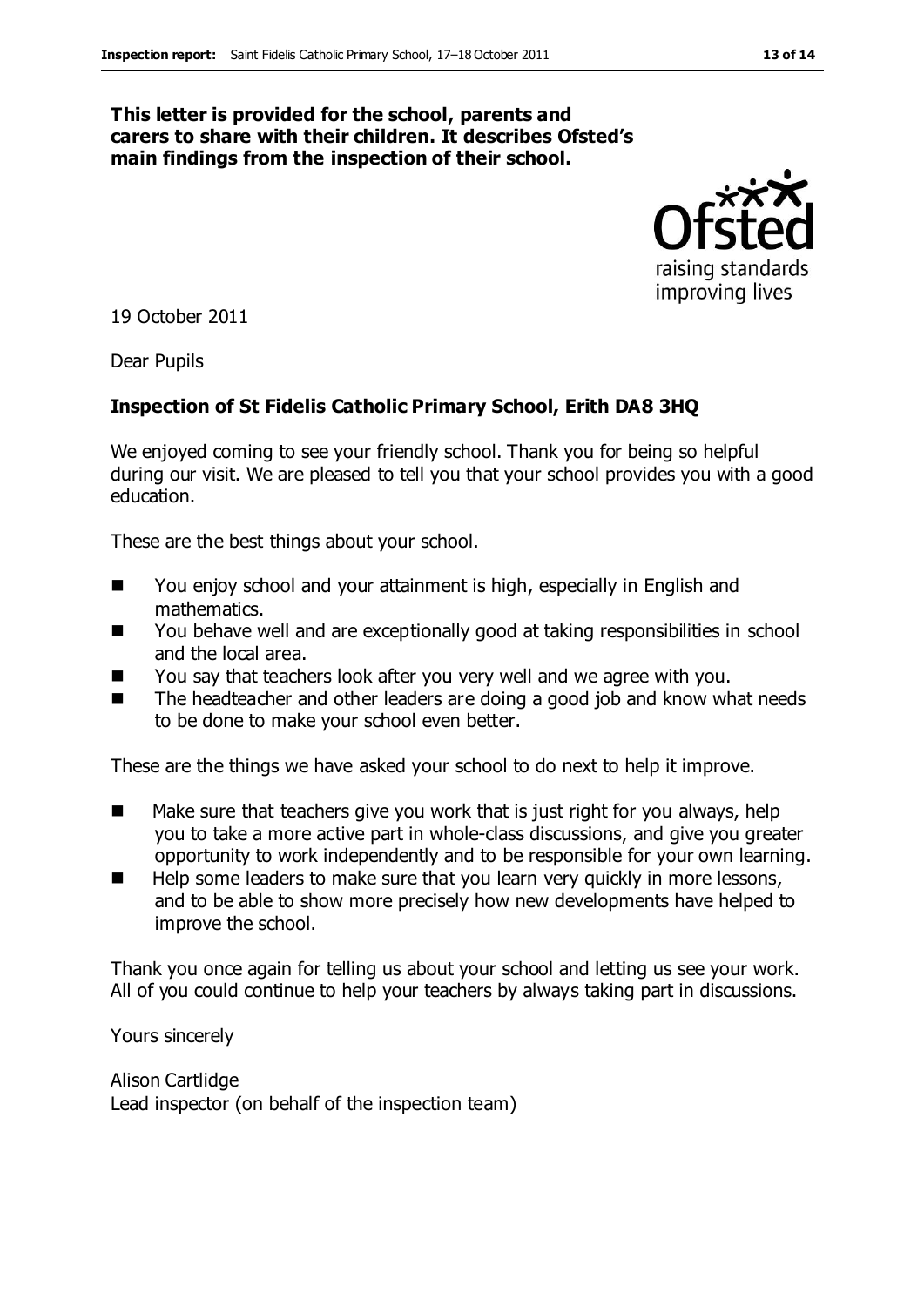**This letter is provided for the school, parents and carers to share with their children. It describes Ofsted's main findings from the inspection of their school.**

19 October 2011

Dear Pupils

**Inspection of St Fidelis Catholic Primary School, Erith DA8 3HQ**

We enjoyed coming to see your friendly school. Thank you for being so helpful during our visit. We are pleased to tell you that your school provides you with a good education.

These are the best things about your school.

- You enjoy school and your attainment is high, especially in English and mathematics.
- You behave well and are exceptionally good at taking responsibilities in school and the local area.
- You say that teachers look after you very well and we agree with you.
- The headteacher and other leaders are doing a good job and know what needs to be done to make your school even better.

These are the things we have asked your school to do next to help it improve.

- Make sure that teachers give you work that is just right for you always, help you to take a more active part in whole-class discussions, and give you greater opportunity to work independently and to be responsible for your own learning.
- Help some leaders to make sure that you learn very quickly in more lessons, and to be able to show more precisely how new developments have helped to improve the school.

Thank you once again for telling us about your school and letting us see your work. All of you could continue to help your teachers by always taking part in discussions.

Yours sincerely

Alison Cartlidge
Lead inspector (on behalf of the inspection team)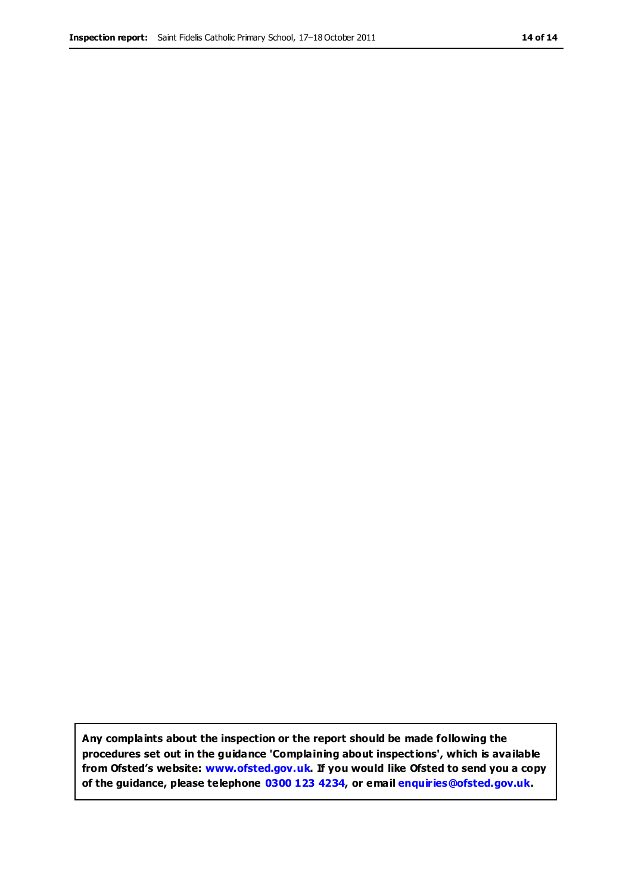**Any complaints about the inspection or the report should be made following the procedures set out in the guidance 'Complaining about inspections', which is available from Ofsted's website: www.ofsted.gov.uk. If you would like Ofsted to send you a copy of the guidance, please telephone 0300 123 4234, or email enquiries@ofsted.gov.uk.**